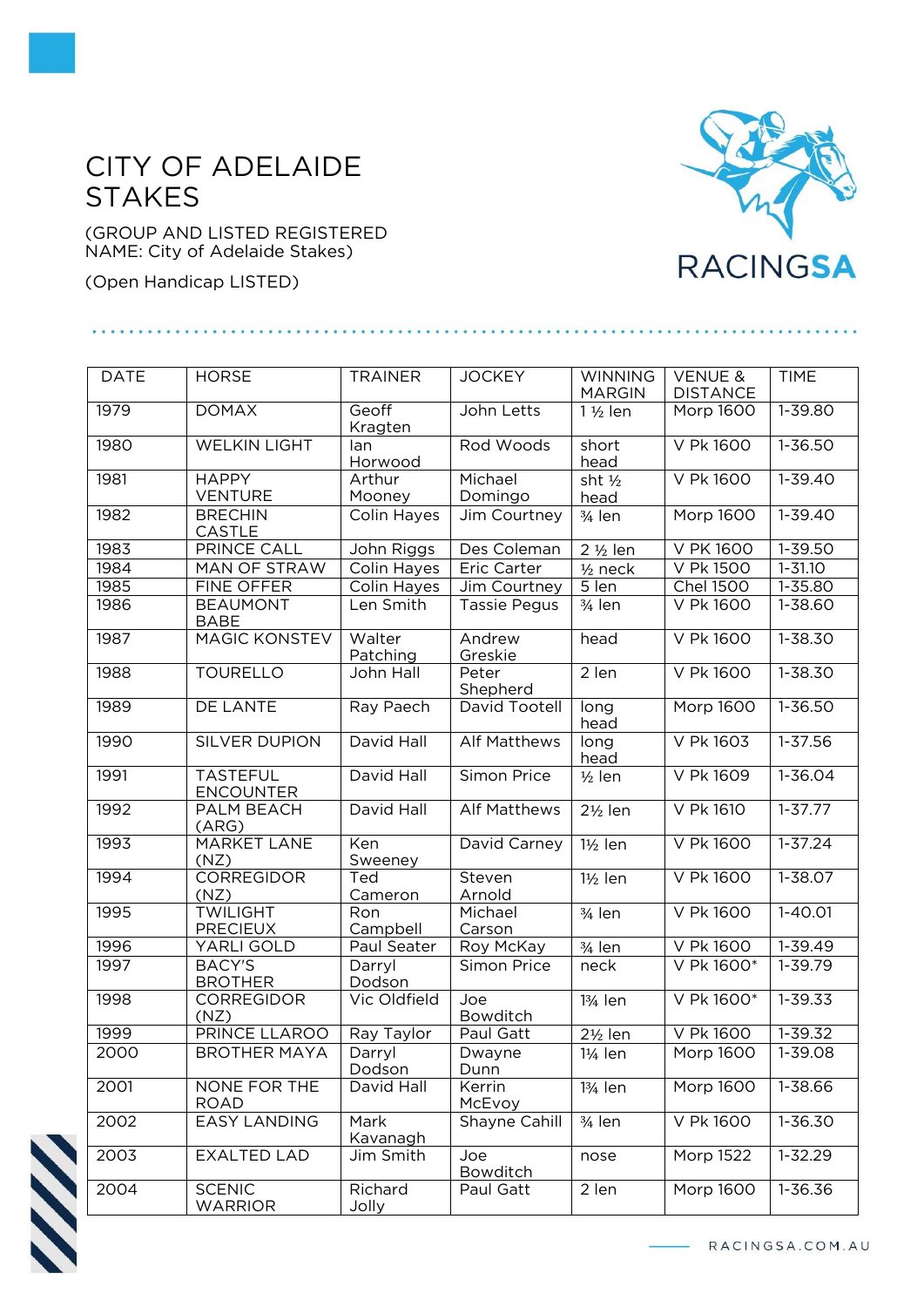# CITY OF ADELAIDE STAKES

(GROUP AND LISTED REGISTERED NAME: City of Adelaide Stakes)

(Open Handicap LISTED)

| DATE | HORSE | TRAINER | JOCKEY | WINNING MARGIN | VENUE & DISTANCE | TIME |
|---|---|---|---|---|---|---|
| 1979 | DOMAX | Geoff Kragten | John Letts | 1 ½ len | Morp 1600 | 1-39.80 |
| 1980 | WELKIN LIGHT | Ian Horwood | Rod Woods | short head | V Pk 1600 | 1-36.50 |
| 1981 | HAPPY VENTURE | Arthur Mooney | Michael Domingo | sht ½ head | V Pk 1600 | 1-39.40 |
| 1982 | BRECHIN CASTLE | Colin Hayes | Jim Courtney | ¾ len | Morp 1600 | 1-39.40 |
| 1983 | PRINCE CALL | John Riggs | Des Coleman | 2 ½ len | V PK 1600 | 1-39.50 |
| 1984 | MAN OF STRAW | Colin Hayes | Eric Carter | ½ neck | V Pk 1500 | 1-31.10 |
| 1985 | FINE OFFER | Colin Hayes | Jim Courtney | 5 len | Chel 1500 | 1-35.80 |
| 1986 | BEAUMONT BABE | Len Smith | Tassie Pegus | ¾ len | V Pk 1600 | 1-38.60 |
| 1987 | MAGIC KONSTEV | Walter Patching | Andrew Greskie | head | V Pk 1600 | 1-38.30 |
| 1988 | TOURELLO | John Hall | Peter Shepherd | 2 len | V Pk 1600 | 1-38.30 |
| 1989 | DE LANTE | Ray Paech | David Tootell | long head | Morp 1600 | 1-36.50 |
| 1990 | SILVER DUPION | David Hall | Alf Matthews | long head | V Pk 1603 | 1-37.56 |
| 1991 | TASTEFUL ENCOUNTER | David Hall | Simon Price | ½ len | V Pk 1609 | 1-36.04 |
| 1992 | PALM BEACH (ARG) | David Hall | Alf Matthews | 2½ len | V Pk 1610 | 1-37.77 |
| 1993 | MARKET LANE (NZ) | Ken Sweeney | David Carney | 1½ len | V Pk 1600 | 1-37.24 |
| 1994 | CORREGIDOR (NZ) | Ted Cameron | Steven Arnold | 1½ len | V Pk 1600 | 1-38.07 |
| 1995 | TWILIGHT PRECIEUX | Ron Campbell | Michael Carson | ¾ len | V Pk 1600 | 1-40.01 |
| 1996 | YARLI GOLD | Paul Seater | Roy McKay | ¾ len | V Pk 1600 | 1-39.49 |
| 1997 | BACY'S BROTHER | Darryl Dodson | Simon Price | neck | V Pk 1600* | 1-39.79 |
| 1998 | CORREGIDOR (NZ) | Vic Oldfield | Joe Bowditch | 1¾ len | V Pk 1600* | 1-39.33 |
| 1999 | PRINCE LLAROO | Ray Taylor | Paul Gatt | 2½ len | V Pk 1600 | 1-39.32 |
| 2000 | BROTHER MAYA | Darryl Dodson | Dwayne Dunn | 1¼ len | Morp 1600 | 1-39.08 |
| 2001 | NONE FOR THE ROAD | David Hall | Kerrin McEvoy | 1¾ len | Morp 1600 | 1-38.66 |
| 2002 | EASY LANDING | Mark Kavanagh | Shayne Cahill | ¾ len | V Pk 1600 | 1-36.30 |
| 2003 | EXALTED LAD | Jim Smith | Joe Bowditch | nose | Morp 1522 | 1-32.29 |
| 2004 | SCENIC WARRIOR | Richard Jolly | Paul Gatt | 2 len | Morp 1600 | 1-36.36 |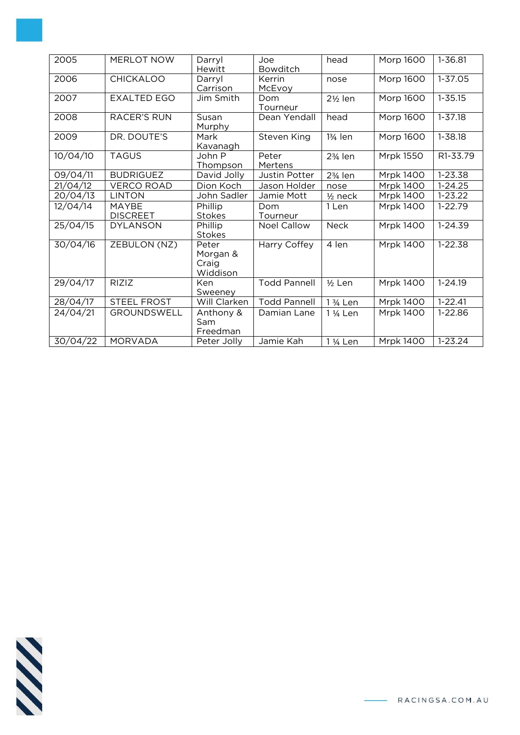| | | | | | | |
|---|---|---|---|---|---|---|
| 2005 | MERLOT NOW | Darryl Hewitt | Joe Bowditch | head | Morp 1600 | 1-36.81 |
| 2006 | CHICKALOO | Darryl Carrison | Kerrin McEvoy | nose | Morp 1600 | 1-37.05 |
| 2007 | EXALTED EGO | Jim Smith | Dom Tourneur | 2½ len | Morp 1600 | 1-35.15 |
| 2008 | RACER'S RUN | Susan Murphy | Dean Yendall | head | Morp 1600 | 1-37.18 |
| 2009 | DR. DOUTE'S | Mark Kavanagh | Steven King | 1¾ len | Morp 1600 | 1-38.18 |
| 10/04/10 | TAGUS | John P Thompson | Peter Mertens | 2¾ len | Mrpk 1550 | R1-33.79 |
| 09/04/11 | BUDRIGUEZ | David Jolly | Justin Potter | 2¾ len | Mrpk 1400 | 1-23.38 |
| 21/04/12 | VERCO ROAD | Dion Koch | Jason Holder | nose | Mrpk 1400 | 1-24.25 |
| 20/04/13 | LINTON | John Sadler | Jamie Mott | ½ neck | Mrpk 1400 | 1-23.22 |
| 12/04/14 | MAYBE DISCREET | Phillip Stokes | Dom Tourneur | 1 Len | Mrpk 1400 | 1-22.79 |
| 25/04/15 | DYLANSON | Phillip Stokes | Noel Callow | Neck | Mrpk 1400 | 1-24.39 |
| 30/04/16 | ZEBULON (NZ) | Peter Morgan & Craig Widdison | Harry Coffey | 4 len | Mrpk 1400 | 1-22.38 |
| 29/04/17 | RIZIZ | Ken Sweeney | Todd Pannell | ½ Len | Mrpk 1400 | 1-24.19 |
| 28/04/17 | STEEL FROST | Will Clarken | Todd Pannell | 1 ¾ Len | Mrpk 1400 | 1-22.41 |
| 24/04/21 | GROUNDSWELL | Anthony & Sam Freedman | Damian Lane | 1 ¼ Len | Mrpk 1400 | 1-22.86 |
| 30/04/22 | MORVADA | Peter Jolly | Jamie Kah | 1 ¼ Len | Mrpk 1400 | 1-23.24 |